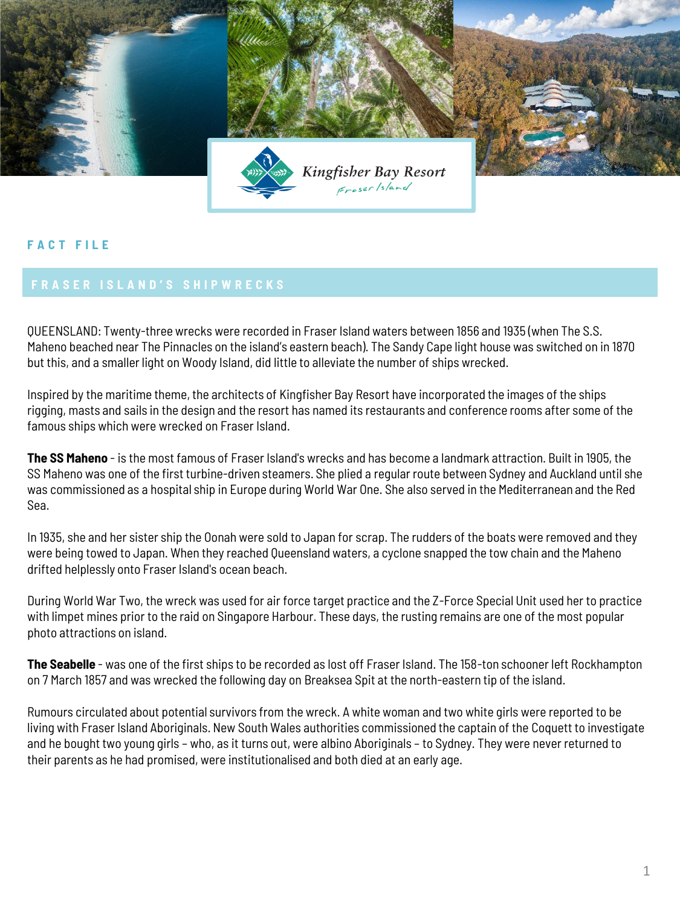Kingfisher Bay Resort
Fraser Island

## FACT FILE

# FRASER ISLAND'S SHIPWRECKS

QUEENSLAND: Twenty-three wrecks were recorded in Fraser Island waters between 1856 and 1935 (when The S.S. Maheno beached near The Pinnacles on the island's eastern beach). The Sandy Cape light house was switched on in 1870 but this, and a smaller light on Woody Island, did little to alleviate the number of ships wrecked.

Inspired by the maritime theme, the architects of Kingfisher Bay Resort have incorporated the images of the ships rigging, masts and sails in the design and the resort has named its restaurants and conference rooms after some of the famous ships which were wrecked on Fraser Island.

**The SS Maheno** - is the most famous of Fraser Island's wrecks and has become a landmark attraction. Built in 1905, the SS Maheno was one of the first turbine-driven steamers. She plied a regular route between Sydney and Auckland until she was commissioned as a hospital ship in Europe during World War One. She also served in the Mediterranean and the Red Sea.

In 1935, she and her sister ship the Oonah were sold to Japan for scrap. The rudders of the boats were removed and they were being towed to Japan. When they reached Queensland waters, a cyclone snapped the tow chain and the Maheno drifted helplessly onto Fraser Island's ocean beach.

During World War Two, the wreck was used for air force target practice and the Z-Force Special Unit used her to practice with limpet mines prior to the raid on Singapore Harbour. These days, the rusting remains are one of the most popular photo attractions on island.

**The Seabelle** - was one of the first ships to be recorded as lost off Fraser Island. The 158-ton schooner left Rockhampton on 7 March 1857 and was wrecked the following day on Breaksea Spit at the north-eastern tip of the island.

Rumours circulated about potential survivors from the wreck. A white woman and two white girls were reported to be living with Fraser Island Aboriginals. New South Wales authorities commissioned the captain of the Coquett to investigate and he bought two young girls – who, as it turns out, were albino Aboriginals – to Sydney. They were never returned to their parents as he had promised, were institutionalised and both died at an early age.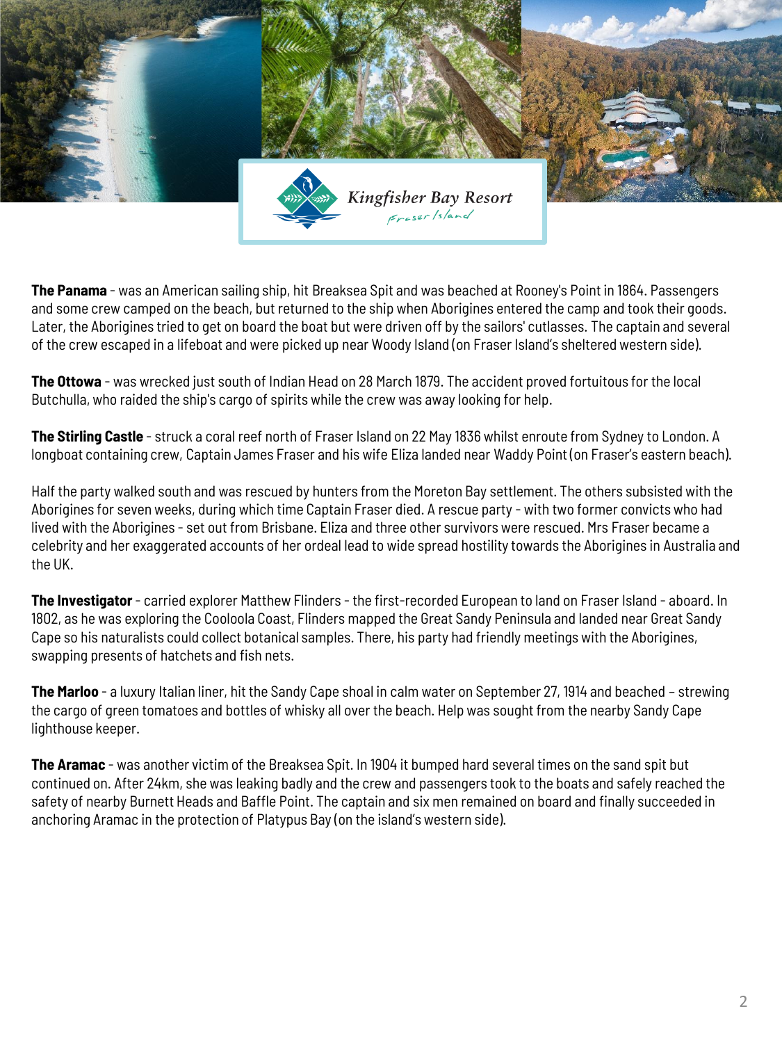**The Panama** - was an American sailing ship, hit Breaksea Spit and was beached at Rooney's Point in 1864. Passengers and some crew camped on the beach, but returned to the ship when Aborigines entered the camp and took their goods. Later, the Aborigines tried to get on board the boat but were driven off by the sailors' cutlasses. The captain and several of the crew escaped in a lifeboat and were picked up near Woody Island (on Fraser Island's sheltered western side).

**The Ottowa** - was wrecked just south of Indian Head on 28 March 1879. The accident proved fortuitous for the local Butchulla, who raided the ship's cargo of spirits while the crew was away looking for help.

**The Stirling Castle** - struck a coral reef north of Fraser Island on 22 May 1836 whilst enroute from Sydney to London. A longboat containing crew, Captain James Fraser and his wife Eliza landed near Waddy Point (on Fraser's eastern beach).

Half the party walked south and was rescued by hunters from the Moreton Bay settlement. The others subsisted with the Aborigines for seven weeks, during which time Captain Fraser died. A rescue party - with two former convicts who had lived with the Aborigines - set out from Brisbane. Eliza and three other survivors were rescued. Mrs Fraser became a celebrity and her exaggerated accounts of her ordeal lead to wide spread hostility towards the Aborigines in Australia and the UK.

**The Investigator** - carried explorer Matthew Flinders - the first-recorded European to land on Fraser Island - aboard. In 1802, as he was exploring the Cooloola Coast, Flinders mapped the Great Sandy Peninsula and landed near Great Sandy Cape so his naturalists could collect botanical samples. There, his party had friendly meetings with the Aborigines, swapping presents of hatchets and fish nets.

**The Marloo** - a luxury Italian liner, hit the Sandy Cape shoal in calm water on September 27, 1914 and beached – strewing the cargo of green tomatoes and bottles of whisky all over the beach. Help was sought from the nearby Sandy Cape lighthouse keeper.

**The Aramac** - was another victim of the Breaksea Spit. In 1904 it bumped hard several times on the sand spit but continued on. After 24km, she was leaking badly and the crew and passengers took to the boats and safely reached the safety of nearby Burnett Heads and Baffle Point. The captain and six men remained on board and finally succeeded in anchoring Aramac in the protection of Platypus Bay (on the island's western side).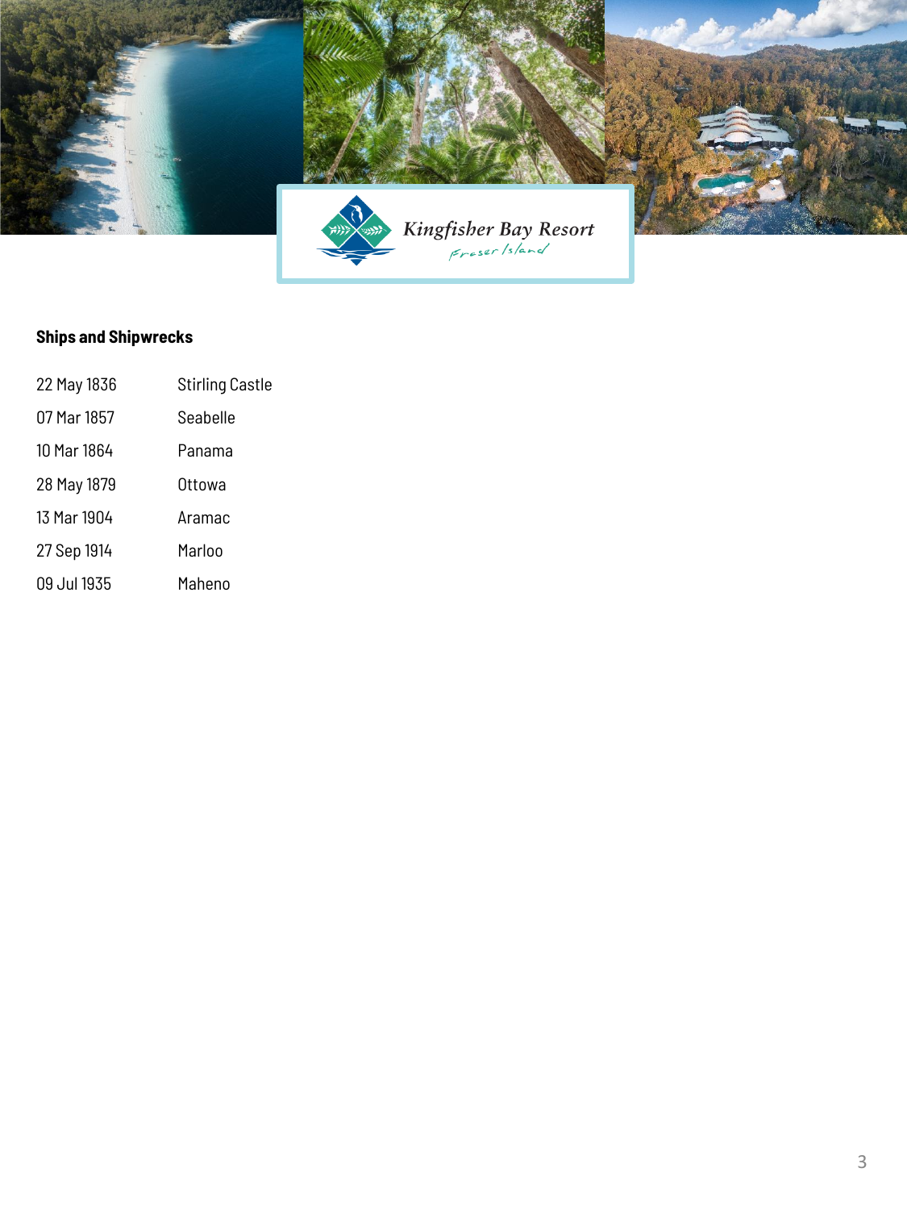**Ships and Shipwrecks**

| | |
|---|---|
| 22 May 1836 | Stirling Castle |
| 07 Mar 1857 | Seabelle |
| 10 Mar 1864 | Panama |
| 28 May 1879 | Ottowa |
| 13 Mar 1904 | Aramac |
| 27 Sep 1914 | Marloo |
| 09 Jul 1935 | Maheno |